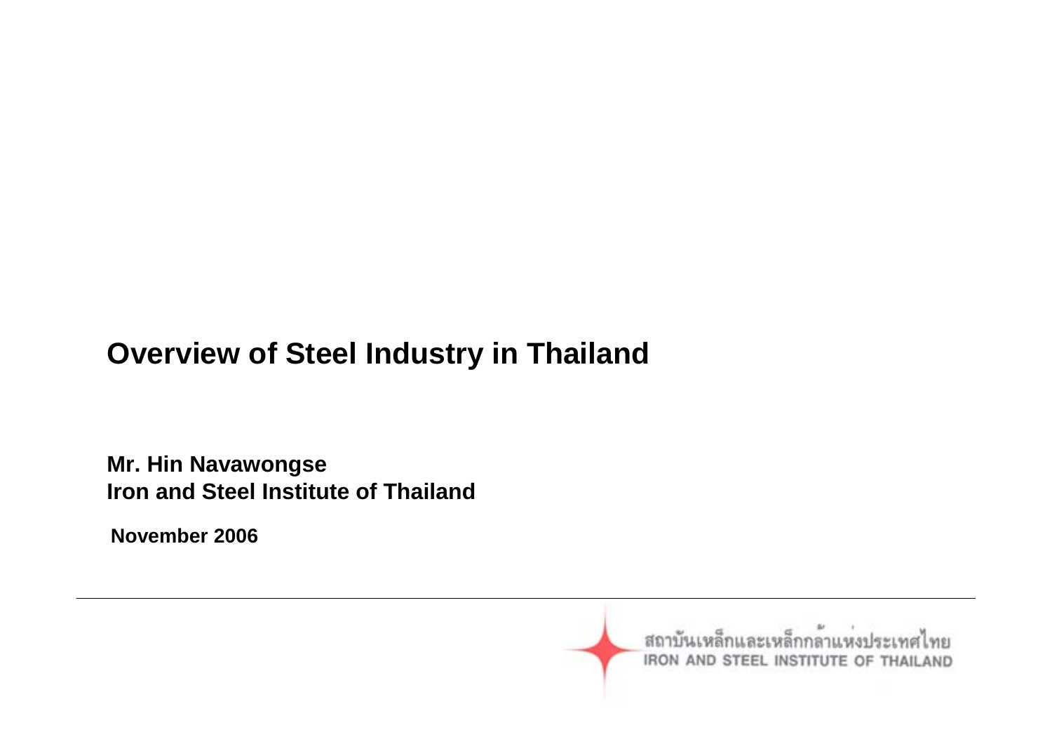# Overview of Steel Industry in Thailand

**Mr. Hin Navawongse**
**Iron and Steel Institute of Thailand**

**November 2006**

สถาบันเหล็กและเหล็กกล้าแห่งประเทศไทย
IRON AND STEEL INSTITUTE OF THAILAND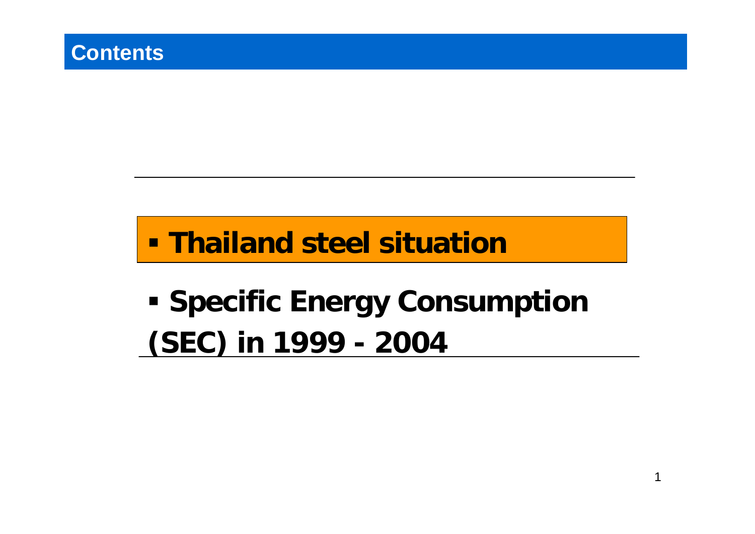## Contents

- **Thailand steel situation**
- **Specific Energy Consumption (SEC) in 1999 - 2004**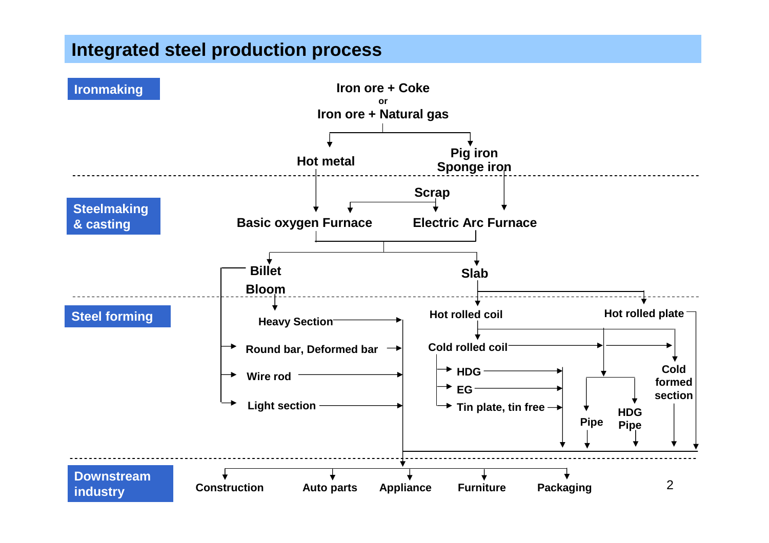# Integrated steel production process

## Ironmaking

Iron ore + Coke
or
Iron ore + Natural gas

- Hot metal
- Pig iron / Sponge iron

## Steelmaking & casting

Scrap

- Basic oxygen Furnace
- Electric Arc Furnace

Products:

- Billet / Bloom
- Slab

## Steel forming

From Billet / Bloom:

- Heavy Section
- Round bar, Deformed bar
- Wire rod
- Light section

From Slab:

- Hot rolled coil
  - Cold rolled coil
    - HDG
    - EG
    - Tin plate, tin free
  - Pipe
  - HDG Pipe
  - Cold formed section
- Hot rolled plate

## Downstream industry

- Construction
- Auto parts
- Appliance
- Furniture
- Packaging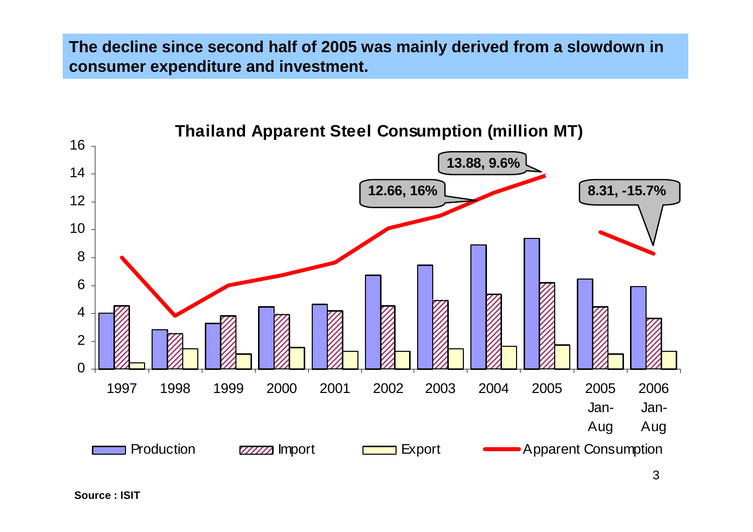**The decline since second half of 2005 was mainly derived from a slowdown in consumer expenditure and investment.**

**Thailand Apparent Steel Consumption (million MT)**

Source : ISIT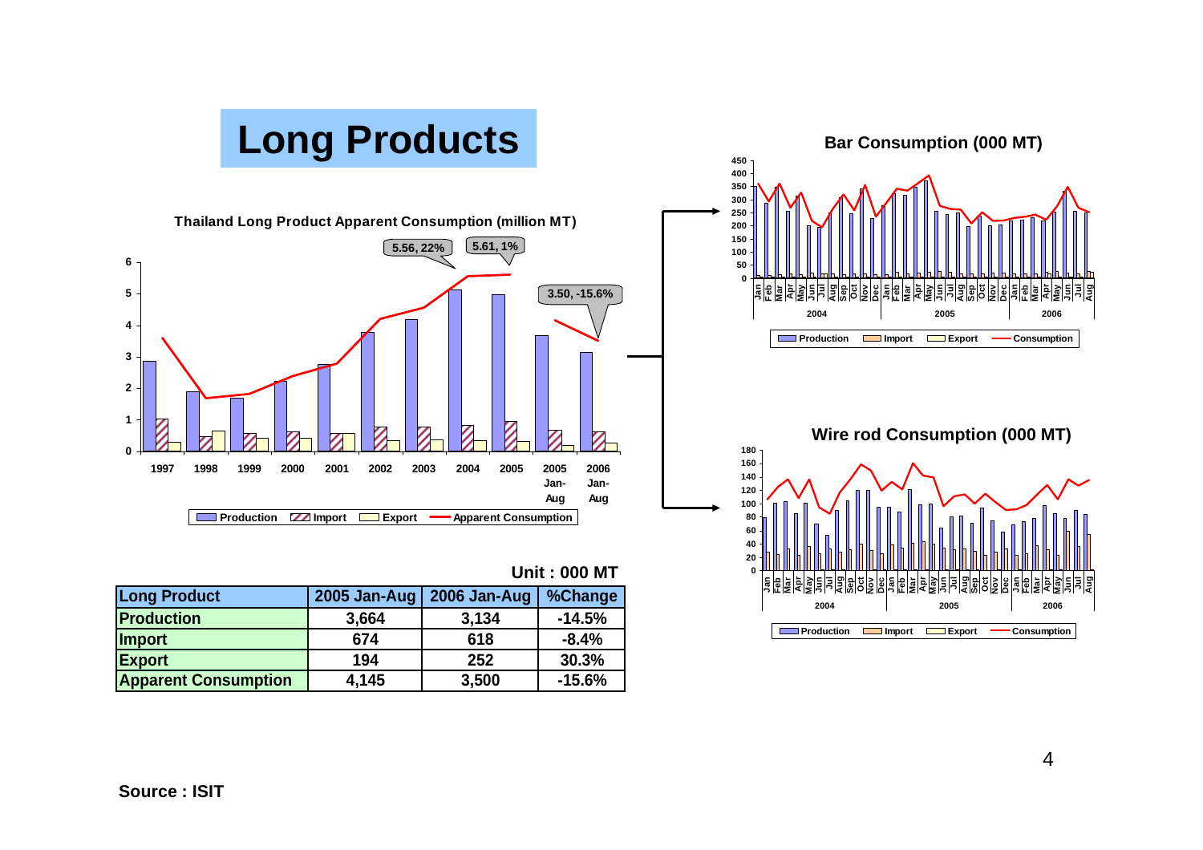# Long Products

**Thailand Long Product Apparent Consumption (million MT)**

**Bar Consumption (000 MT)**

**Wire rod Consumption (000 MT)**

Unit : 000 MT

| Long Product | 2005 Jan-Aug | 2006 Jan-Aug | %Change |
|---|---|---|---|
| Production | 3,664 | 3,134 | -14.5% |
| Import | 674 | 618 | -8.4% |
| Export | 194 | 252 | 30.3% |
| Apparent Consumption | 4,145 | 3,500 | -15.6% |

**Source : ISIT**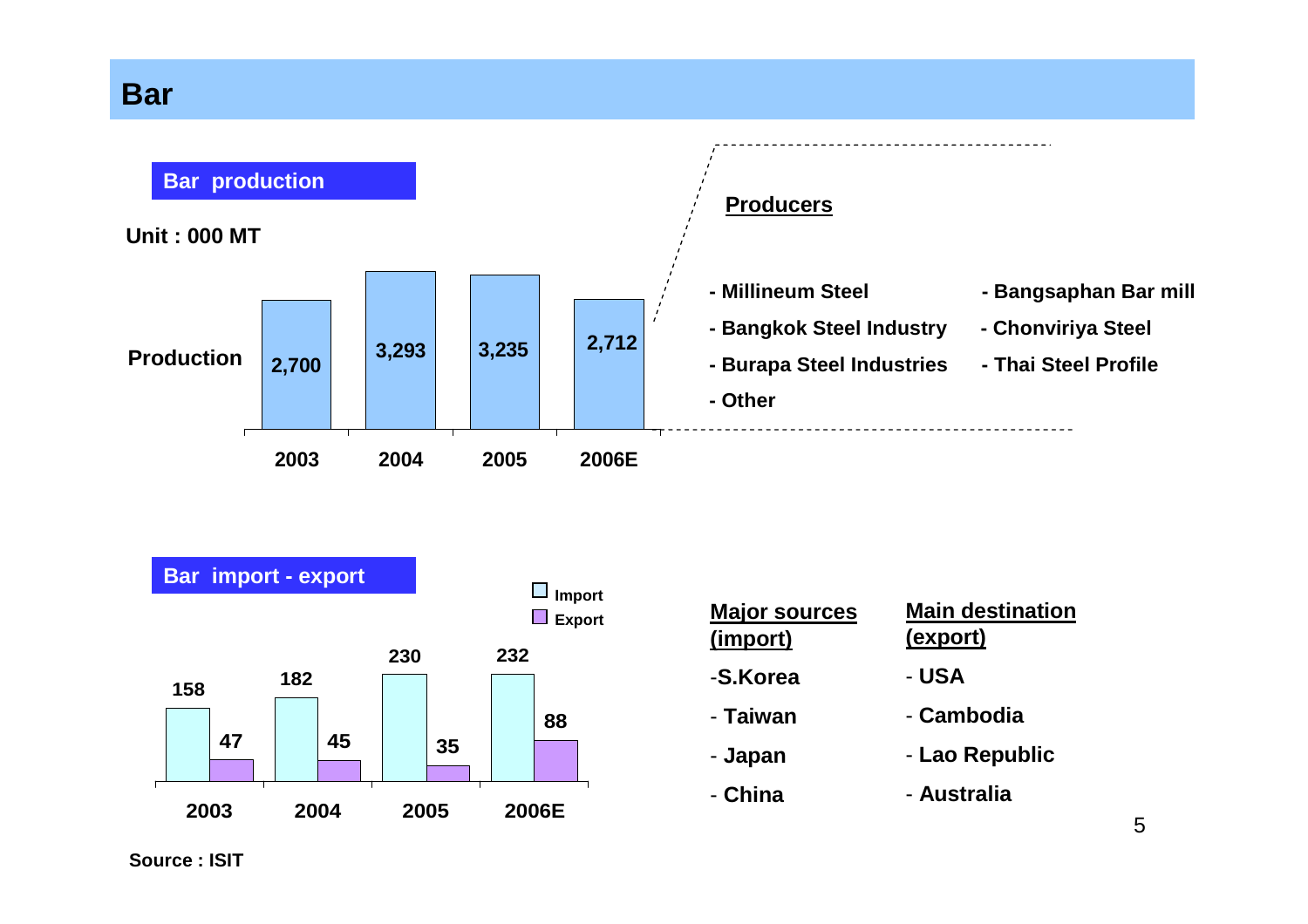# Bar

## Bar production

Unit : 000 MT

| | 2003 | 2004 | 2005 | 2006E |
|---|---|---|---|---|
| Production | 2,700 | 3,293 | 3,235 | 2,712 |

**Producers**

- Millineum Steel
- Bangkok Steel Industry
- Burapa Steel Industries
- Other
- Bangsaphan Bar mill
- Chonviriya Steel
- Thai Steel Profile

## Bar import - export

| | 2003 | 2004 | 2005 | 2006E |
|---|---|---|---|---|
| Import | 158 | 182 | 230 | 232 |
| Export | 47 | 45 | 35 | 88 |

**Major sources (import)**

- S.Korea
- Taiwan
- Japan
- China

**Main destination (export)**

- USA
- Cambodia
- Lao Republic
- Australia

Source : ISIT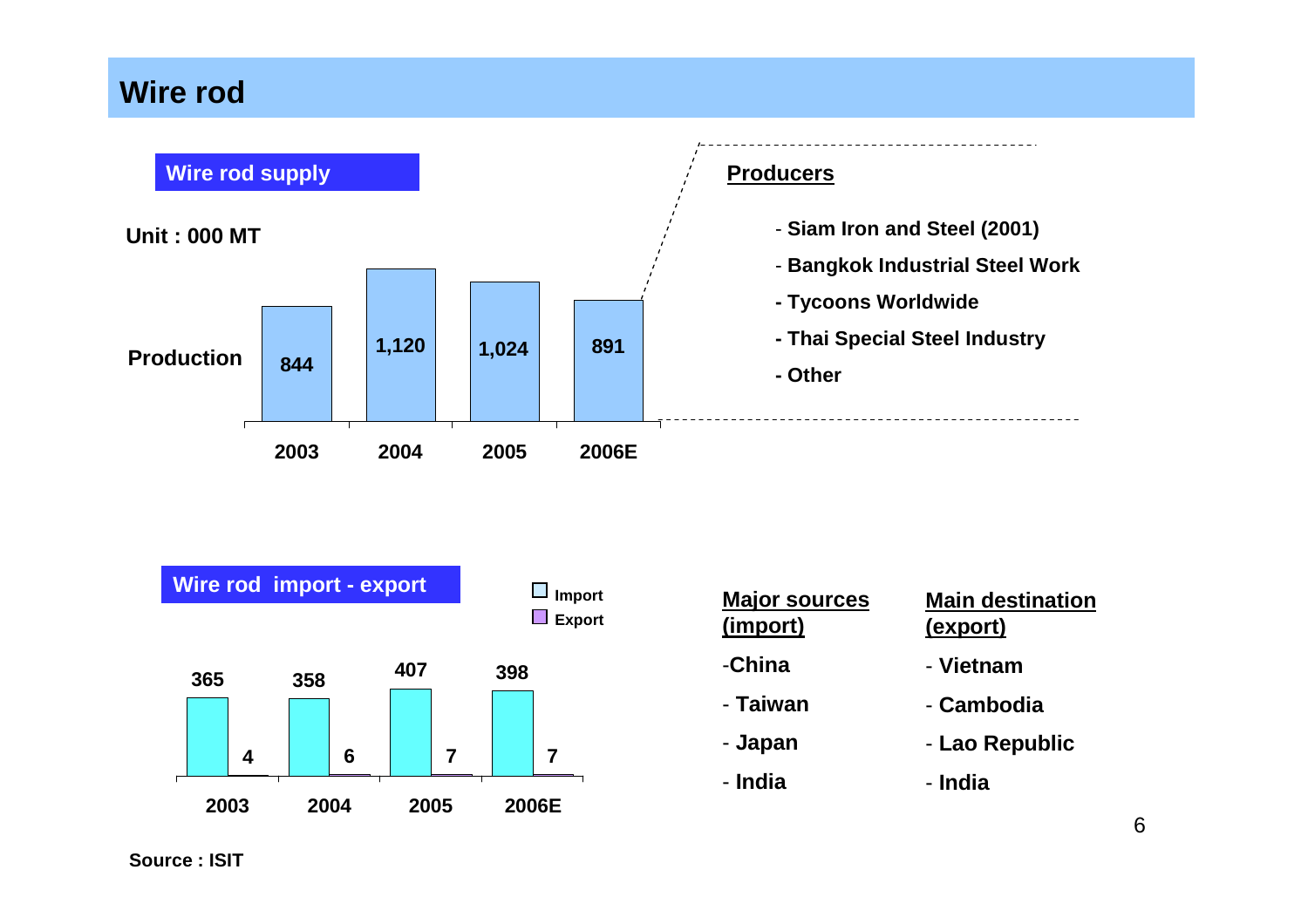# Wire rod

## Wire rod supply

Unit : 000 MT

| | 2003 | 2004 | 2005 | 2006E |
|---|---|---|---|---|
| Production | 844 | 1,120 | 1,024 | 891 |

**Producers**

- Siam Iron and Steel (2001)
- Bangkok Industrial Steel Work
- Tycoons Worldwide
- Thai Special Steel Industry
- Other

## Wire rod import - export

| | 2003 | 2004 | 2005 | 2006E |
|---|---|---|---|---|
| Import | 365 | 358 | 407 | 398 |
| Export | 4 | 6 | 7 | 7 |

**Major sources (import)**

- China
- Taiwan
- Japan
- India

**Main destination (export)**

- Vietnam
- Cambodia
- Lao Republic
- India

Source : ISIT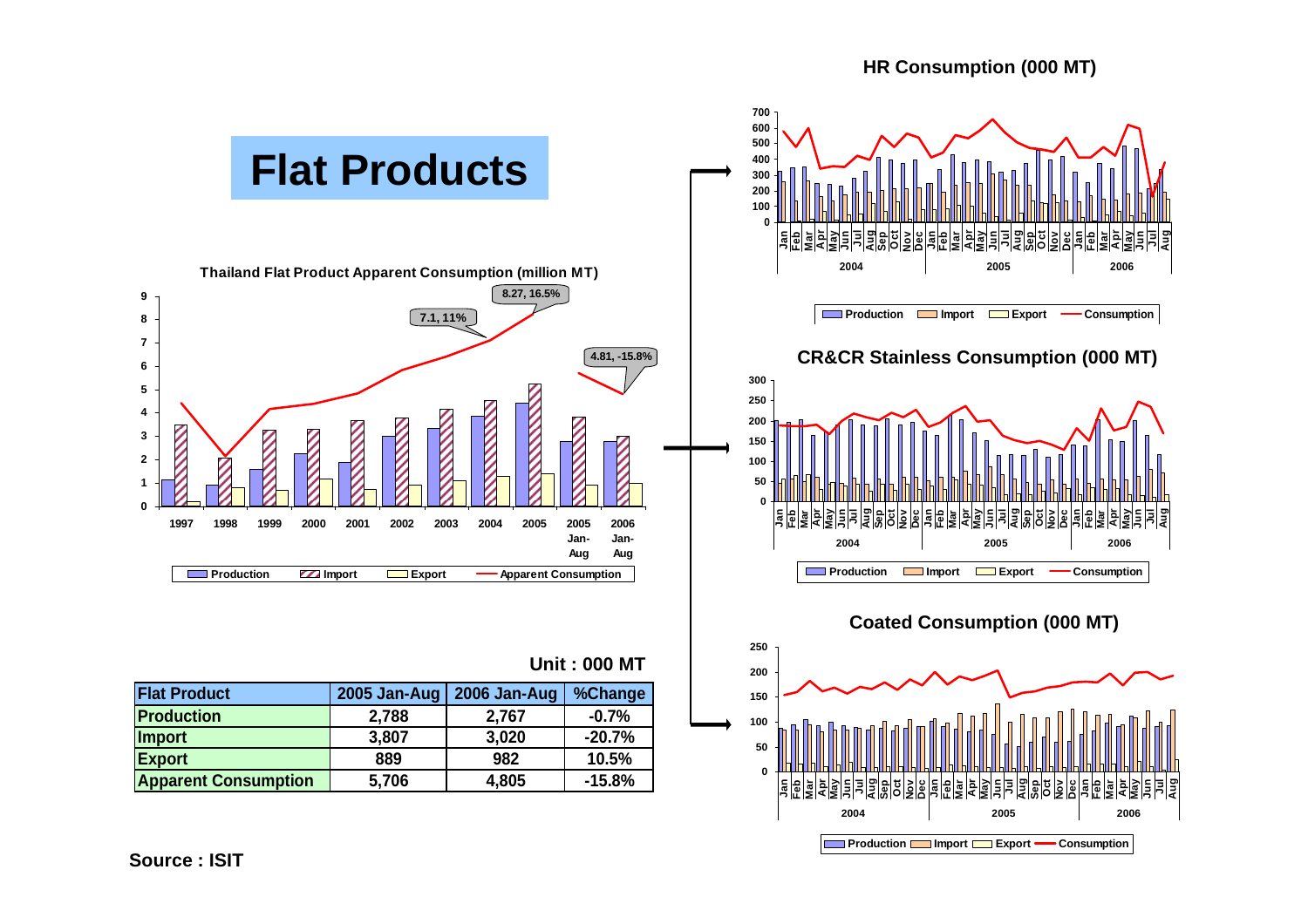# Flat Products

**Thailand Flat Product Apparent Consumption (million MT)**

**HR Consumption (000 MT)**

**CR&CR Stainless Consumption (000 MT)**

**Coated Consumption (000 MT)**

**Unit : 000 MT**

| Flat Product | 2005 Jan-Aug | 2006 Jan-Aug | %Change |
|---|---|---|---|
| Production | 2,788 | 2,767 | -0.7% |
| Import | 3,807 | 3,020 | -20.7% |
| Export | 889 | 982 | 10.5% |
| Apparent Consumption | 5,706 | 4,805 | -15.8% |

**Source : ISIT**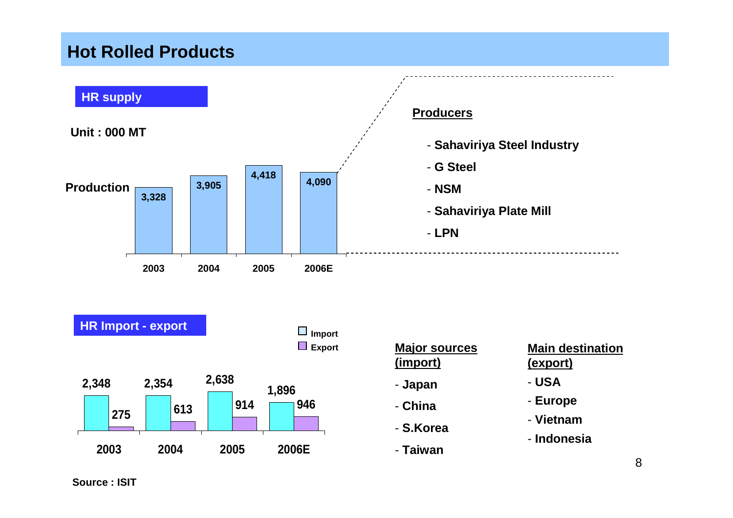# Hot Rolled Products

## HR supply

Unit : 000 MT

| | 2003 | 2004 | 2005 | 2006E |
|---|---|---|---|---|
| Production | 3,328 | 3,905 | 4,418 | 4,090 |

**Producers**

- Sahaviriya Steel Industry
- G Steel
- NSM
- Sahaviriya Plate Mill
- LPN

## HR Import - export

| | 2003 | 2004 | 2005 | 2006E |
|---|---|---|---|---|
| Import | 2,348 | 2,354 | 2,638 | 1,896 |
| Export | 275 | 613 | 914 | 946 |

**Major sources (import)**

- Japan
- China
- S.Korea
- Taiwan

**Main destination (export)**

- USA
- Europe
- Vietnam
- Indonesia

Source : ISIT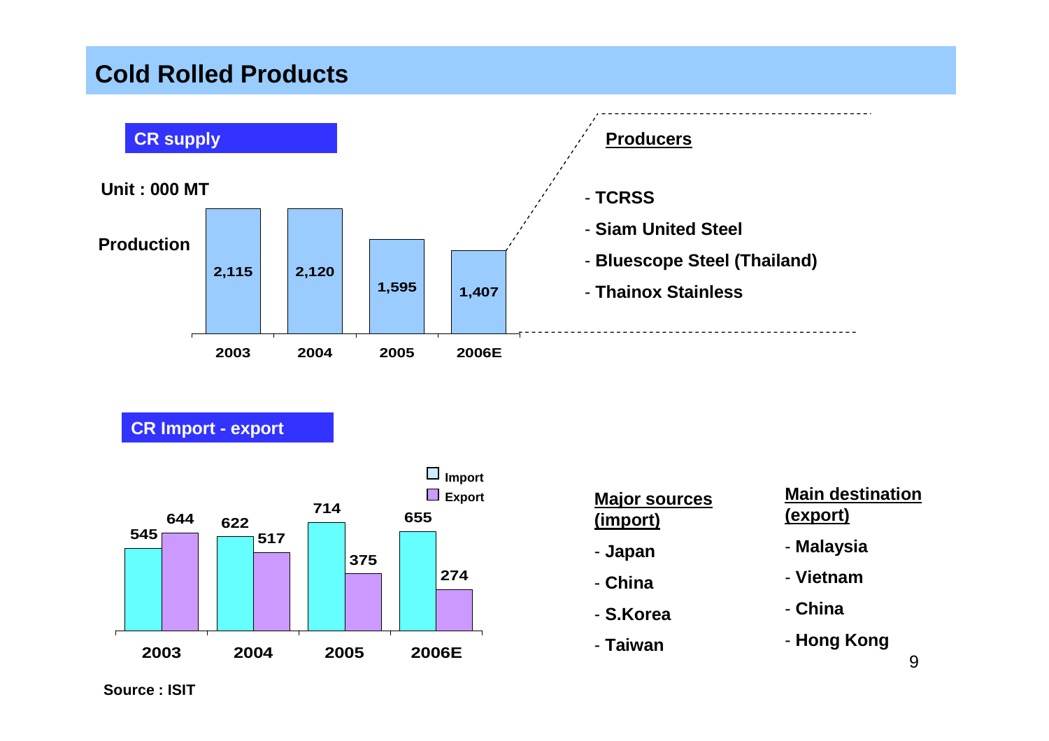# Cold Rolled Products

## CR supply

Unit : 000 MT

| | 2003 | 2004 | 2005 | 2006E |
|---|---|---|---|---|
| Production | 2,115 | 2,120 | 1,595 | 1,407 |

**Producers**

- TCRSS
- Siam United Steel
- Bluescope Steel (Thailand)
- Thainox Stainless

## CR Import - export

| | 2003 | 2004 | 2005 | 2006E |
|---|---|---|---|---|
| Import | 545 | 622 | 714 | 655 |
| Export | 644 | 517 | 375 | 274 |

**Major sources (import)**

- Japan
- China
- S.Korea
- Taiwan

**Main destination (export)**

- Malaysia
- Vietnam
- China
- Hong Kong

Source : ISIT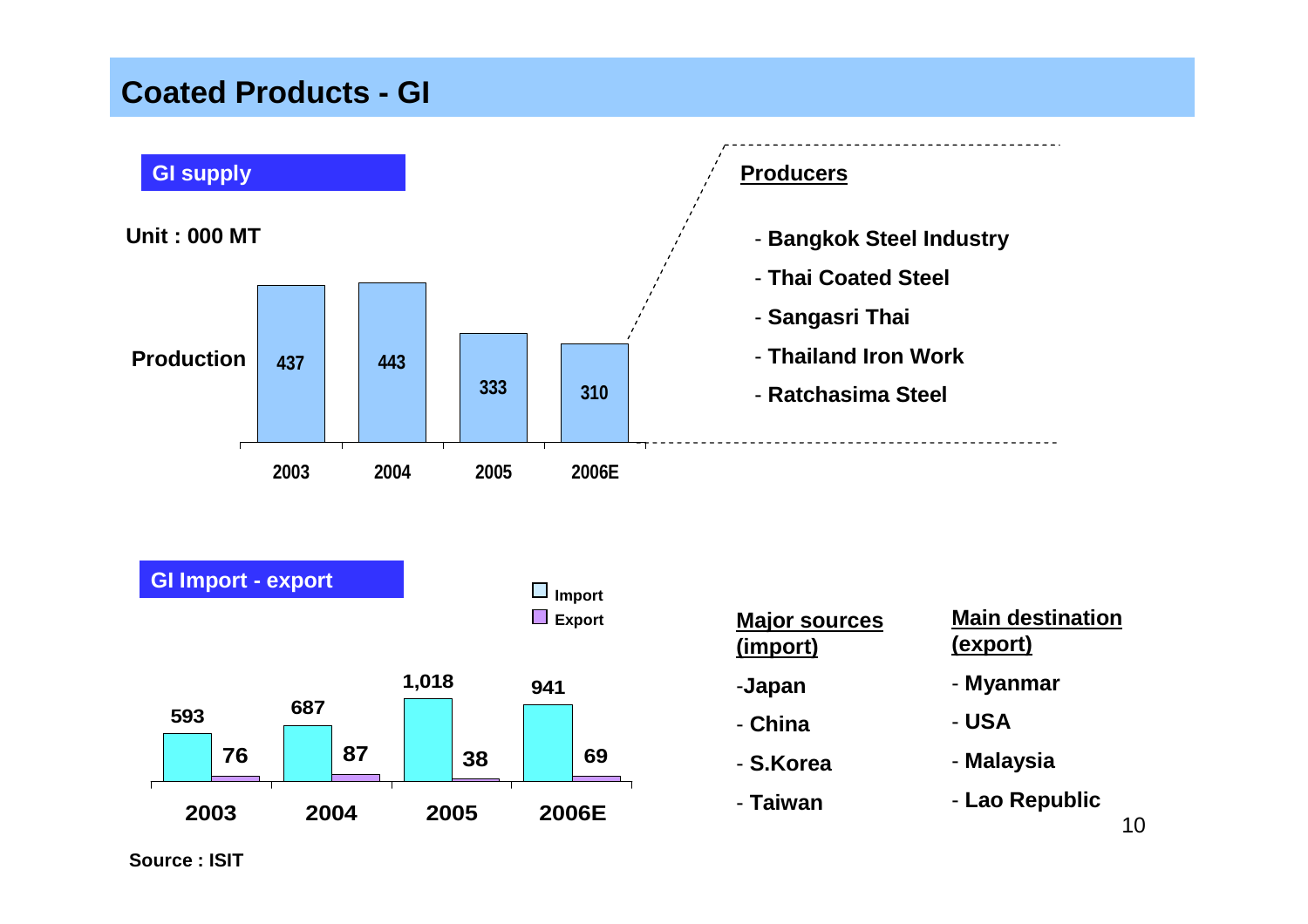# Coated Products - GI

## GI supply

Unit : 000 MT

| | 2003 | 2004 | 2005 | 2006E |
|---|---|---|---|---|
| Production | 437 | 443 | 333 | 310 |

**Producers**

- Bangkok Steel Industry
- Thai Coated Steel
- Sangasri Thai
- Thailand Iron Work
- Ratchasima Steel

## GI Import - export

| | 2003 | 2004 | 2005 | 2006E |
|---|---|---|---|---|
| Import | 593 | 687 | 1,018 | 941 |
| Export | 76 | 87 | 38 | 69 |

**Major sources (import)**

- Japan
- China
- S.Korea
- Taiwan

**Main destination (export)**

- Myanmar
- USA
- Malaysia
- Lao Republic

Source : ISIT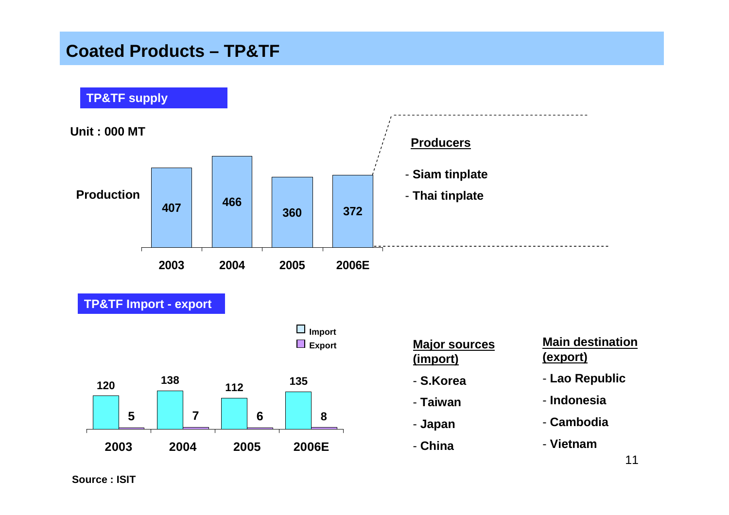# Coated Products – TP&TF

## TP&TF supply

Unit : 000 MT

| | 2003 | 2004 | 2005 | 2006E |
|---|---|---|---|---|
| Production | 407 | 466 | 360 | 372 |

**Producers**

- Siam tinplate
- Thai tinplate

## TP&TF Import - export

| | 2003 | 2004 | 2005 | 2006E |
|---|---|---|---|---|
| Import | 120 | 138 | 112 | 135 |
| Export | 5 | 7 | 6 | 8 |

**Major sources (import)**

- S.Korea
- Taiwan
- Japan
- China

**Main destination (export)**

- Lao Republic
- Indonesia
- Cambodia
- Vietnam

Source : ISIT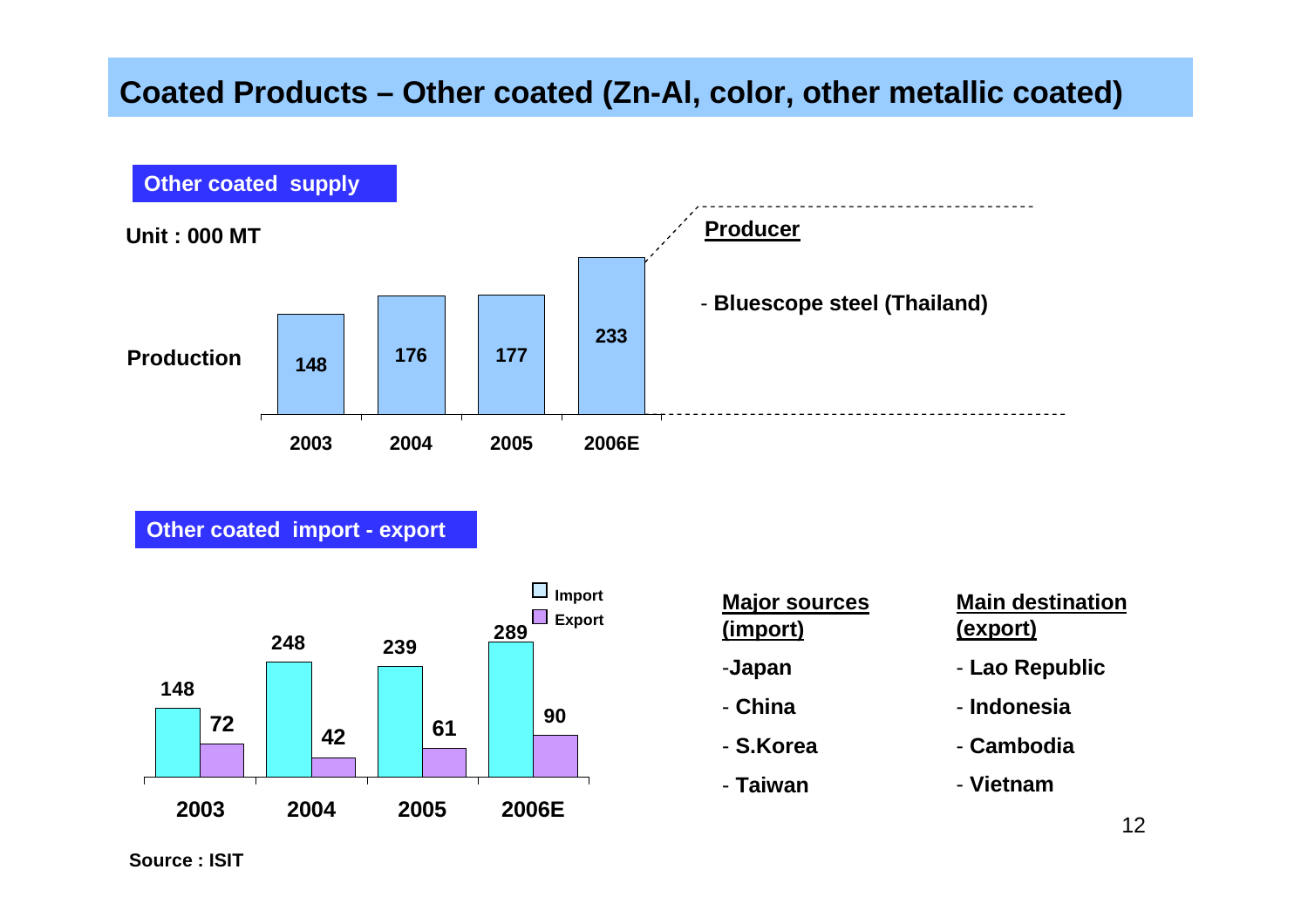# Coated Products – Other coated (Zn-Al, color, other metallic coated)

## Other coated supply

Unit : 000 MT

| | 2003 | 2004 | 2005 | 2006E |
|---|---|---|---|---|
| Production | 148 | 176 | 177 | 233 |

**Producer**

- **Bluescope steel (Thailand)**

## Other coated import - export

| | 2003 | 2004 | 2005 | 2006E |
|---|---|---|---|---|
| Import | 148 | 248 | 239 | 289 |
| Export | 72 | 42 | 61 | 90 |

**Major sources (import)**

- Japan
- China
- S.Korea
- Taiwan

**Main destination (export)**

- Lao Republic
- Indonesia
- Cambodia
- Vietnam

Source : ISIT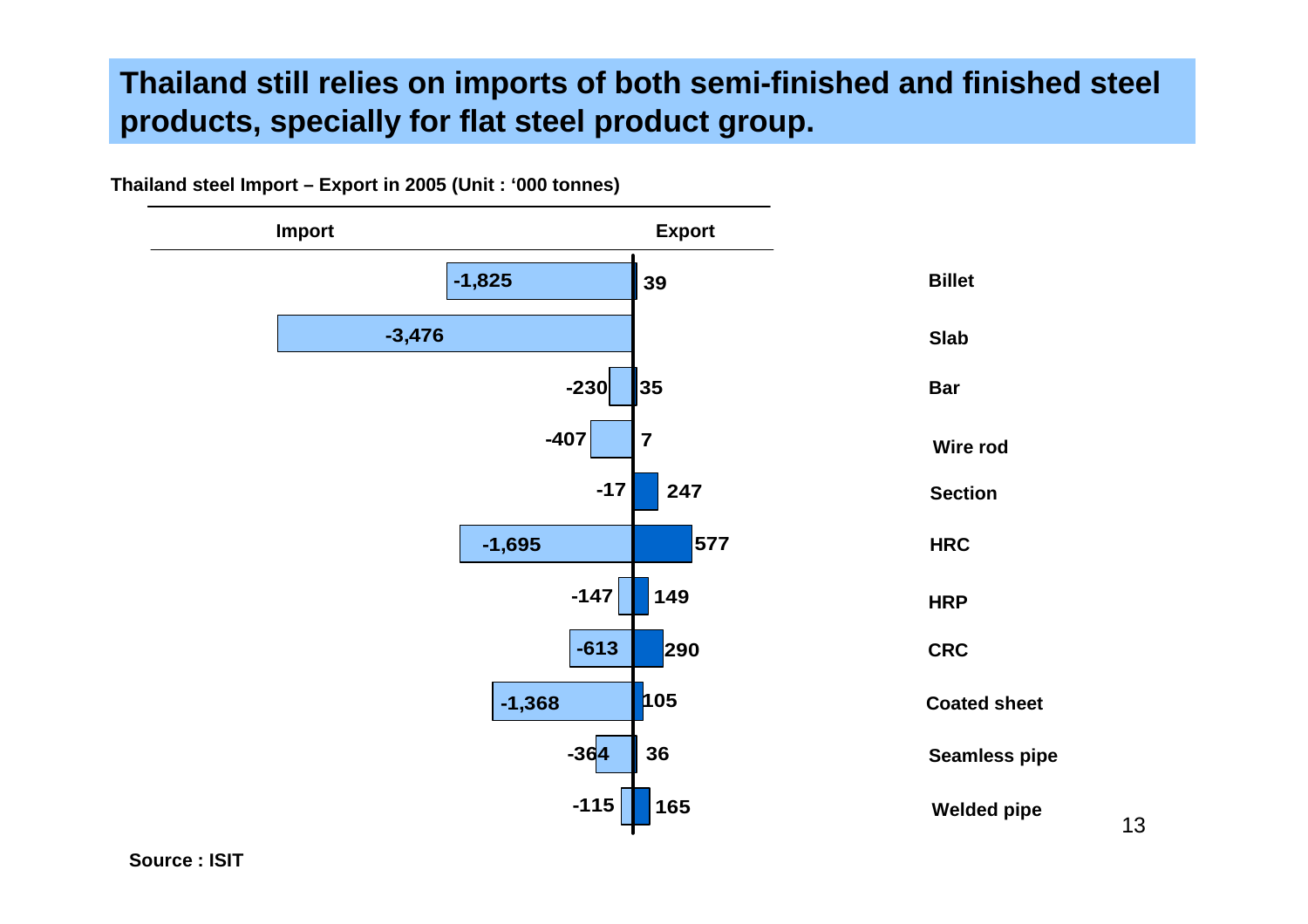# Thailand still relies on imports of both semi-finished and finished steel products, specially for flat steel product group.

**Thailand steel Import – Export in 2005 (Unit : '000 tonnes)**

| Product | Import | Export |
|---|---|---|
| Billet | -1,825 | 39 |
| Slab | -3,476 | |
| Bar | -230 | 35 |
| Wire rod | -407 | 7 |
| Section | -17 | 247 |
| HRC | -1,695 | 577 |
| HRP | -147 | 149 |
| CRC | -613 | 290 |
| Coated sheet | -1,368 | 105 |
| Seamless pipe | -364 | 36 |
| Welded pipe | -115 | 165 |

**Source : ISIT**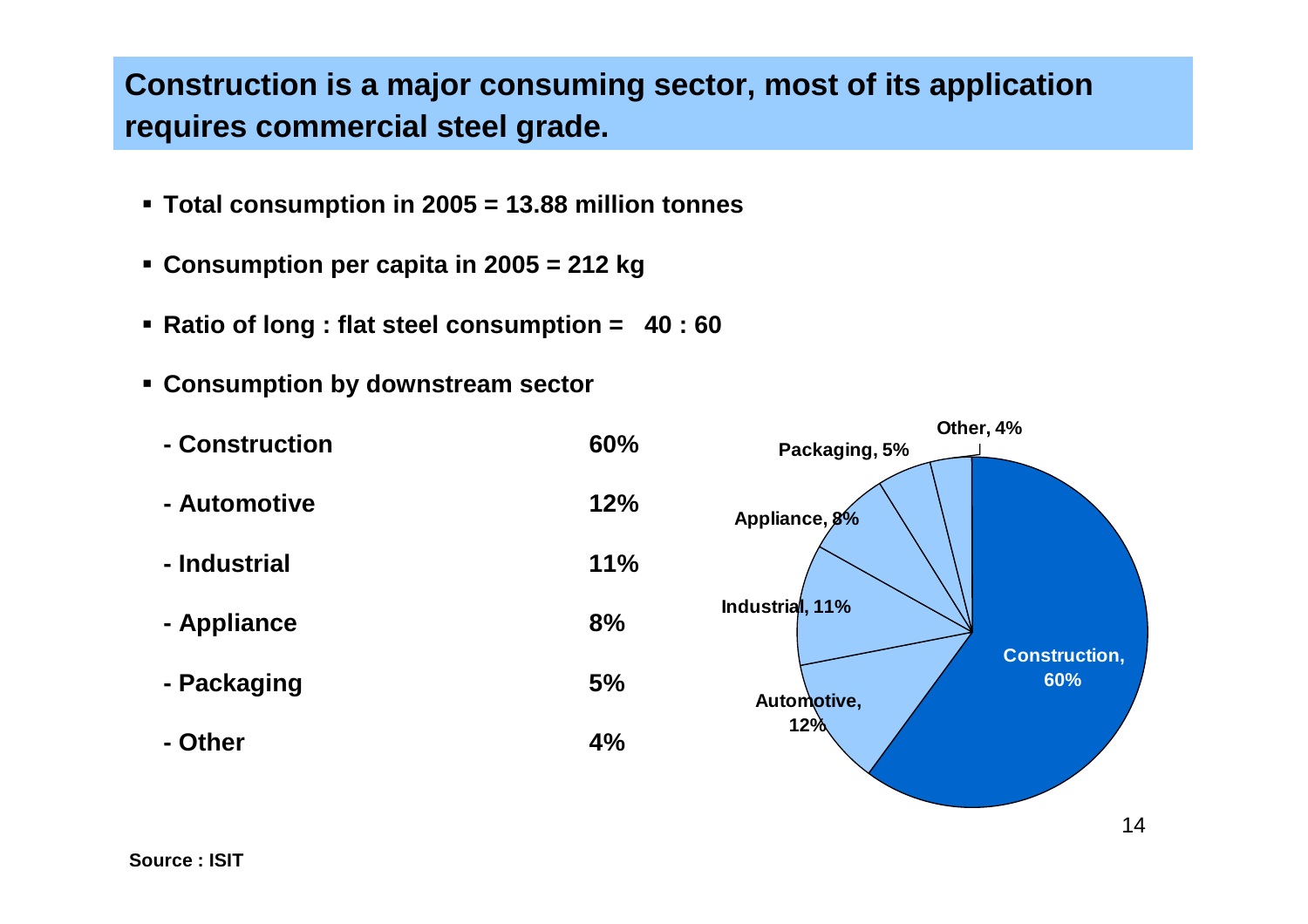## Construction is a major consuming sector, most of its application requires commercial steel grade.

- **Total consumption in 2005 = 13.88 million tonnes**
- **Consumption per capita in 2005 = 212 kg**
- **Ratio of long : flat steel consumption = 40 : 60**
- **Consumption by downstream sector**

| Sector | Share |
|---|---|
| - Construction | 60% |
| - Automotive | 12% |
| - Industrial | 11% |
| - Appliance | 8% |
| - Packaging | 5% |
| - Other | 4% |

Construction, 60%
Automotive, 12%
Industrial, 11%
Appliance, 8%
Packaging, 5%
Other, 4%

**Source : ISIT**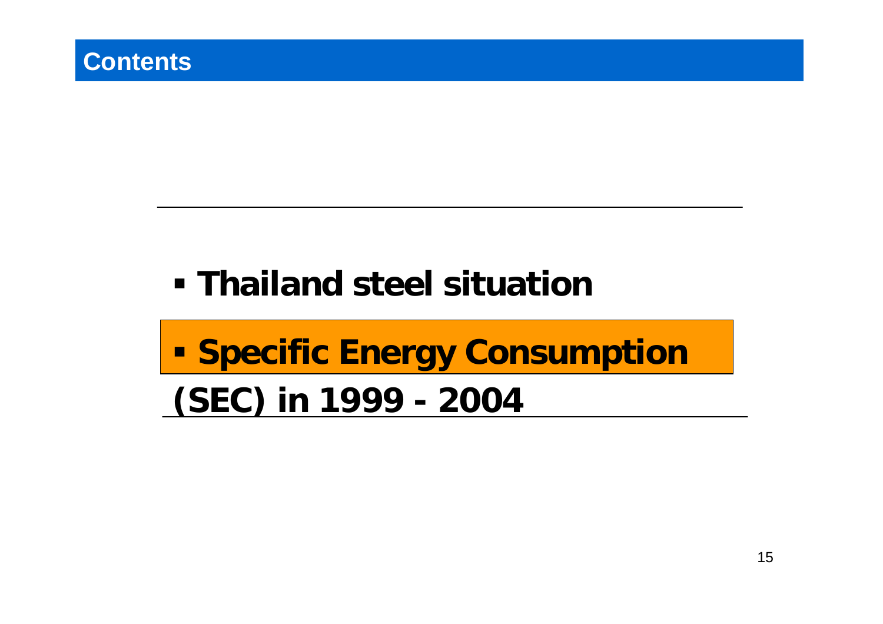## Contents

- Thailand steel situation
- **Specific Energy Consumption (SEC) in 1999 - 2004**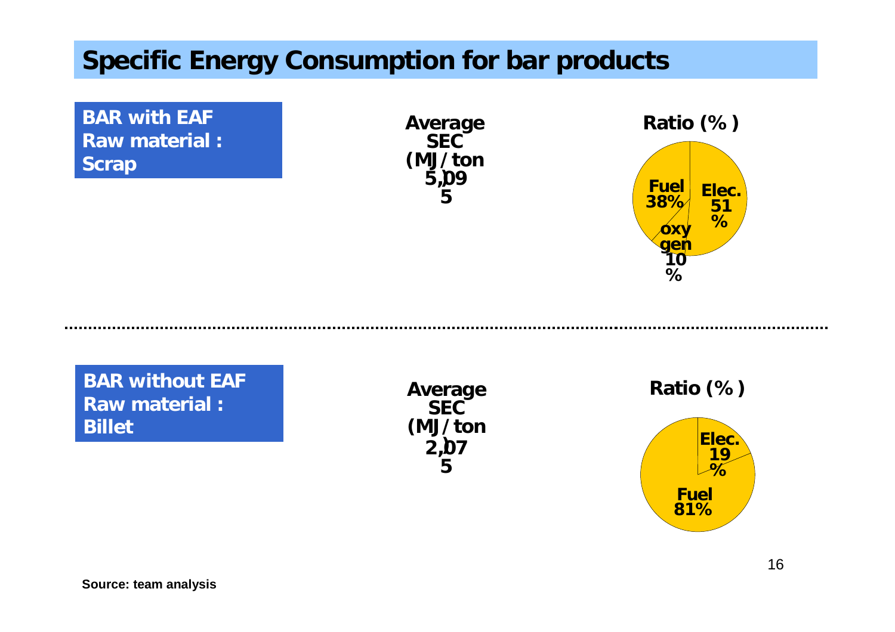# Specific Energy Consumption for bar products

**BAR with EAF**
**Raw material : Scrap**

**Average SEC (MJ/ton)**
**5,095**

**Ratio (%)**

- Elec. 51%
- Fuel 38%
- oxygen 10%

---

**BAR without EAF**
**Raw material : Billet**

**Average SEC (MJ/ton)**
**2,075**

**Ratio (%)**

- Elec. 19%
- Fuel 81%

Source: team analysis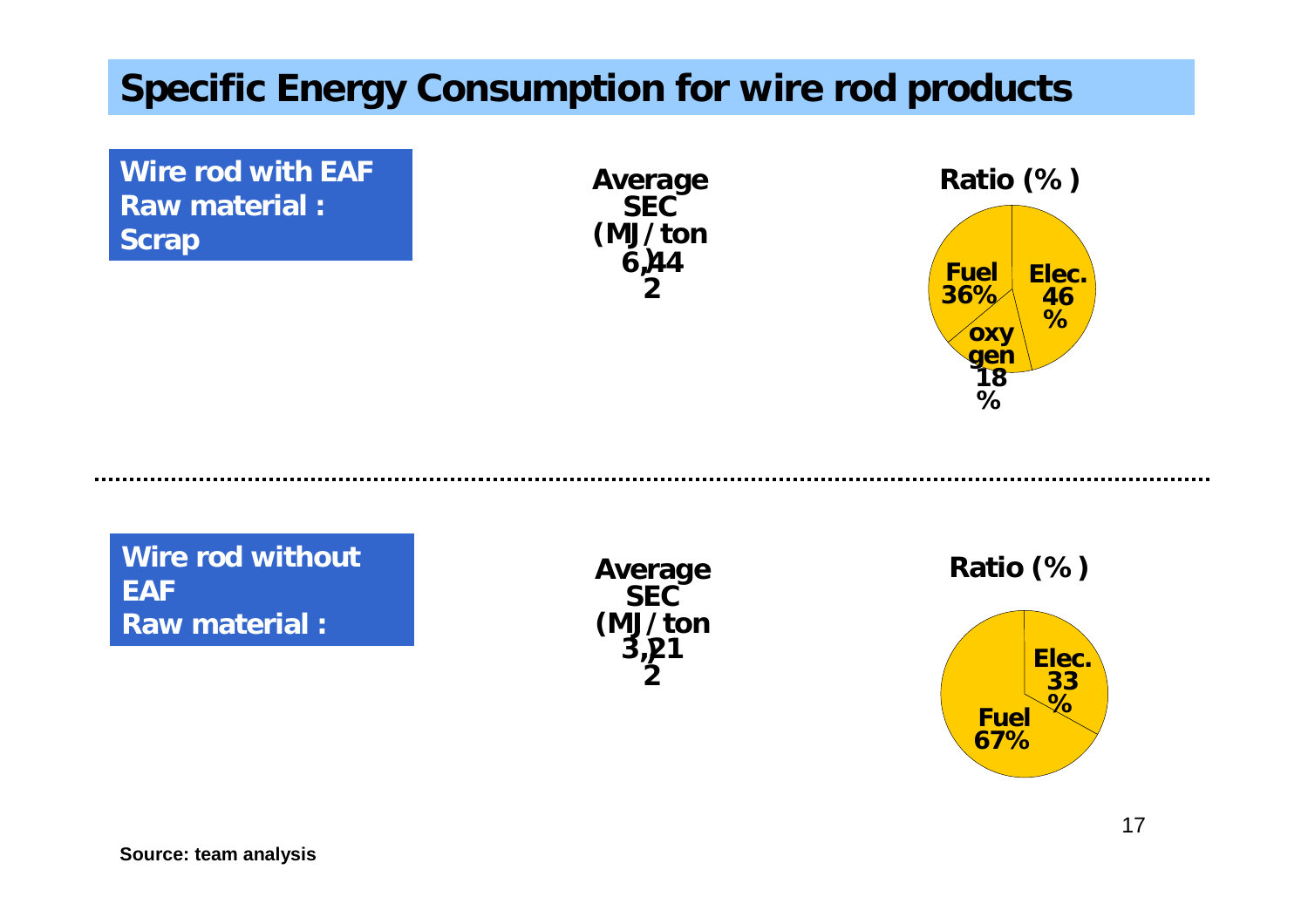# Specific Energy Consumption for wire rod products

**Wire rod with EAF**
**Raw material : Scrap**

**Average SEC (MJ/ton)**
**6,442**

**Ratio (%)**

- **Fuel 36%**
- **Elec. 46%**
- **oxygen 18%**

---

**Wire rod without EAF**
**Raw material :**

**Average SEC (MJ/ton)**
**3,212**

**Ratio (%)**

- **Elec. 33%**
- **Fuel 67%**

**Source: team analysis**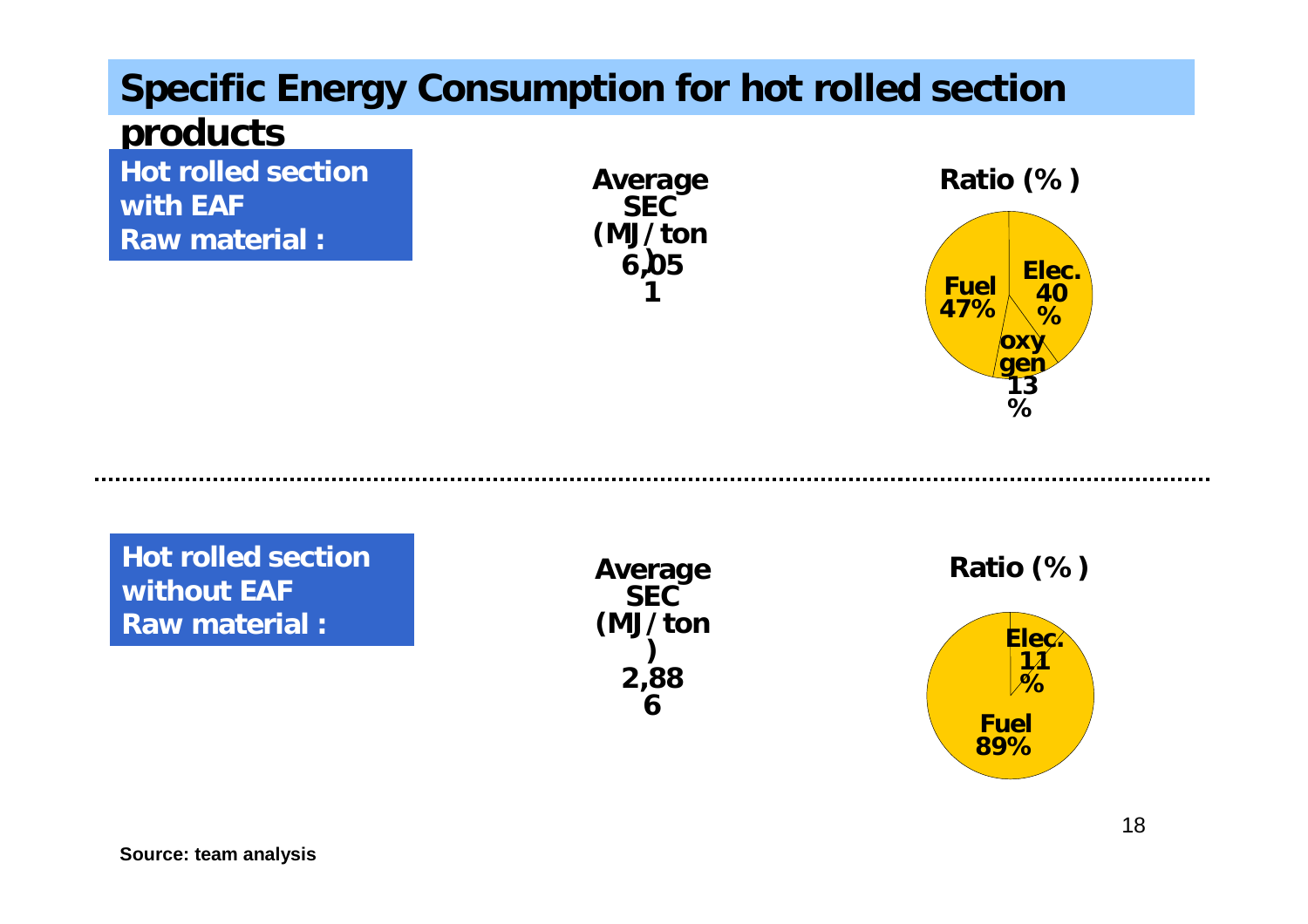# Specific Energy Consumption for hot rolled section products

**Hot rolled section with EAF**
**Raw material :**

**Average SEC (MJ/ton)**
**6,051**

**Ratio (%)**

- Fuel 47%
- Elec. 40%
- oxygen 13%

---

**Hot rolled section without EAF**
**Raw material :**

**Average SEC (MJ/ton)**
**2,886**

**Ratio (%)**

- Elec. 11%
- Fuel 89%

**Source: team analysis**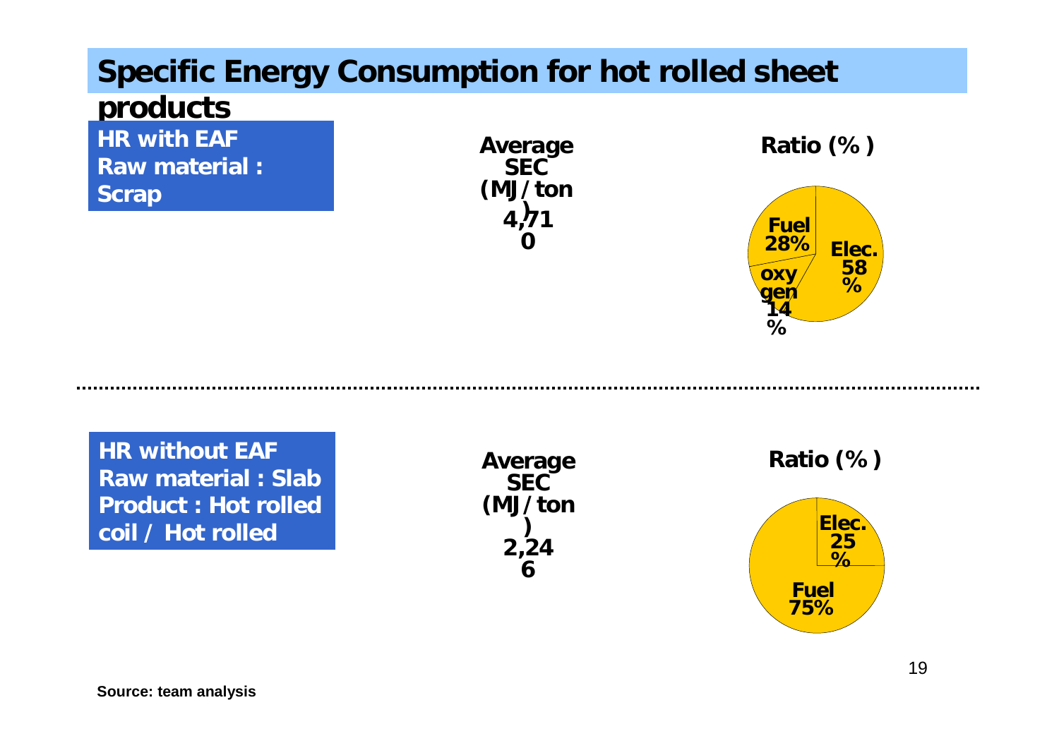# Specific Energy Consumption for hot rolled sheet products

**HR with EAF**
**Raw material : Scrap**

**Average SEC (MJ/ton)**
**4,710**

**Ratio (%)**

- Elec. 58%
- Fuel 28%
- oxygen 14%

---

**HR without EAF**
**Raw material : Slab**
**Product : Hot rolled coil / Hot rolled**

**Average SEC (MJ/ton)**
**2,246**

**Ratio (%)**

- Elec. 25%
- Fuel 75%

**Source: team analysis**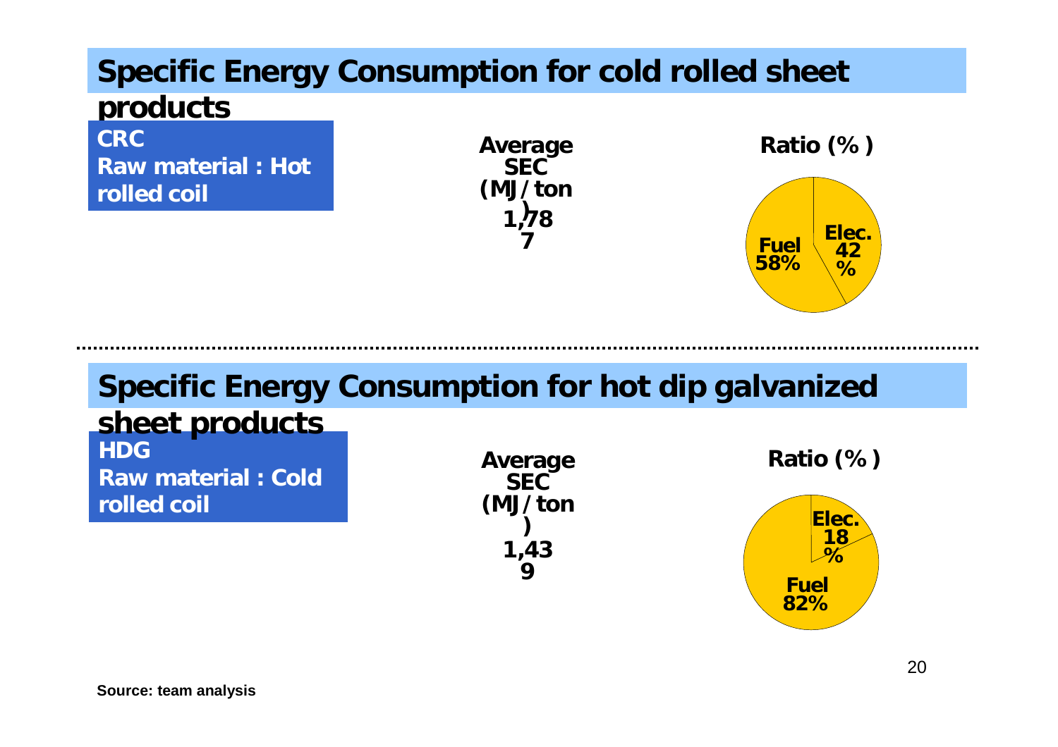## Specific Energy Consumption for cold rolled sheet products

**CRC**
**Raw material : Hot rolled coil**

**Average SEC (MJ/ton)**
**1,787**

**Ratio (%)**

- Fuel 58%
- Elec. 42%

---

## Specific Energy Consumption for hot dip galvanized sheet products

**HDG**
**Raw material : Cold rolled coil**

**Average SEC (MJ/ton)**
**1,439**

**Ratio (%)**

- Elec. 18%
- Fuel 82%

**Source: team analysis**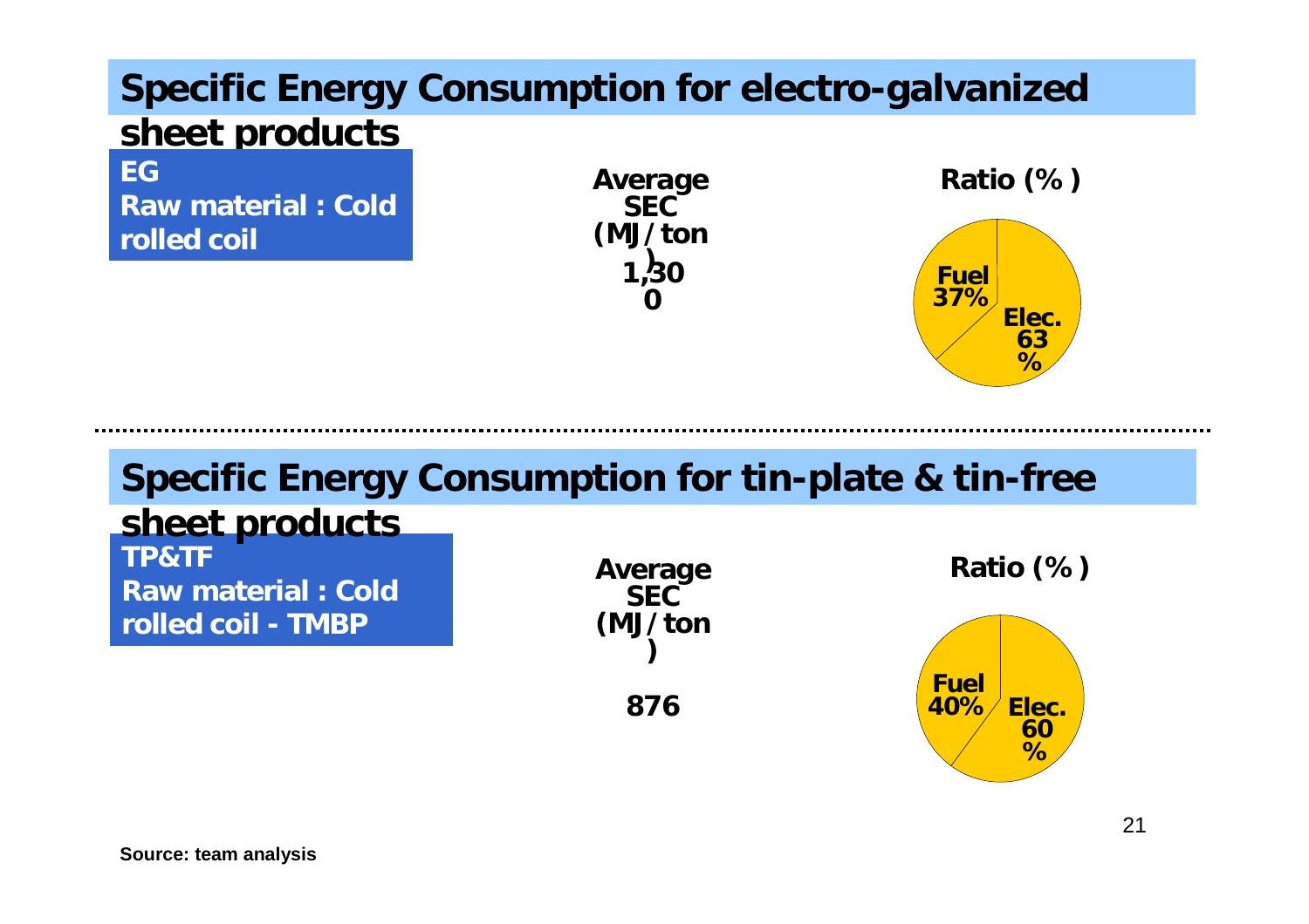## Specific Energy Consumption for electro-galvanized sheet products

**EG**
**Raw material : Cold rolled coil**

**Average SEC (MJ/ton)**

**1,300**

**Ratio (%)**

- Fuel 37%
- Elec. 63%

---

## Specific Energy Consumption for tin-plate & tin-free sheet products

**TP&TF**
**Raw material : Cold rolled coil - TMBP**

**Average SEC (MJ/ton)**

**876**

**Ratio (%)**

- Fuel 40%
- Elec. 60%

**Source: team analysis**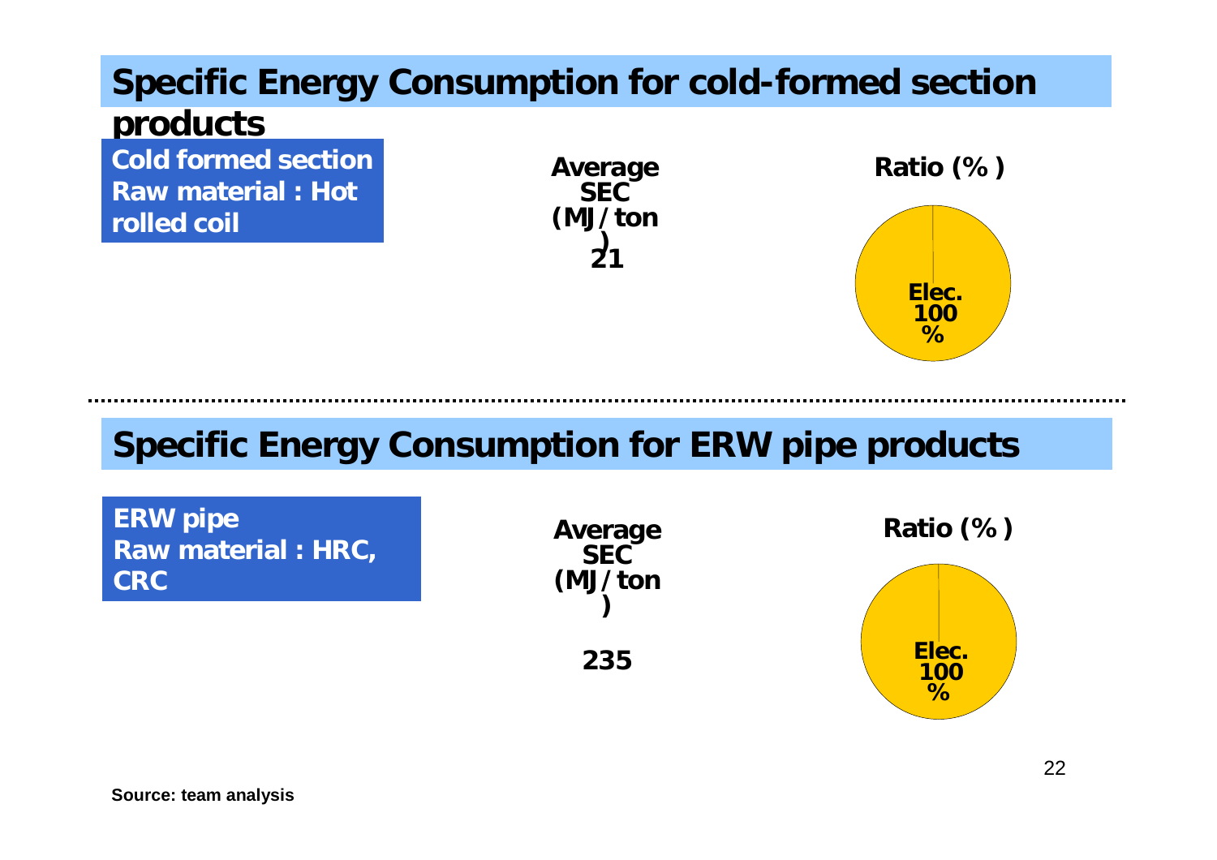## Specific Energy Consumption for cold-formed section products

**Cold formed section**
**Raw material : Hot rolled coil**

**Average SEC (MJ/ton)**
**21**

**Ratio (%)**

**Elec. 100 %**

---

## Specific Energy Consumption for ERW pipe products

**ERW pipe**
**Raw material : HRC, CRC**

**Average SEC (MJ/ton)**

**235**

**Ratio (%)**

**Elec. 100 %**

**Source: team analysis**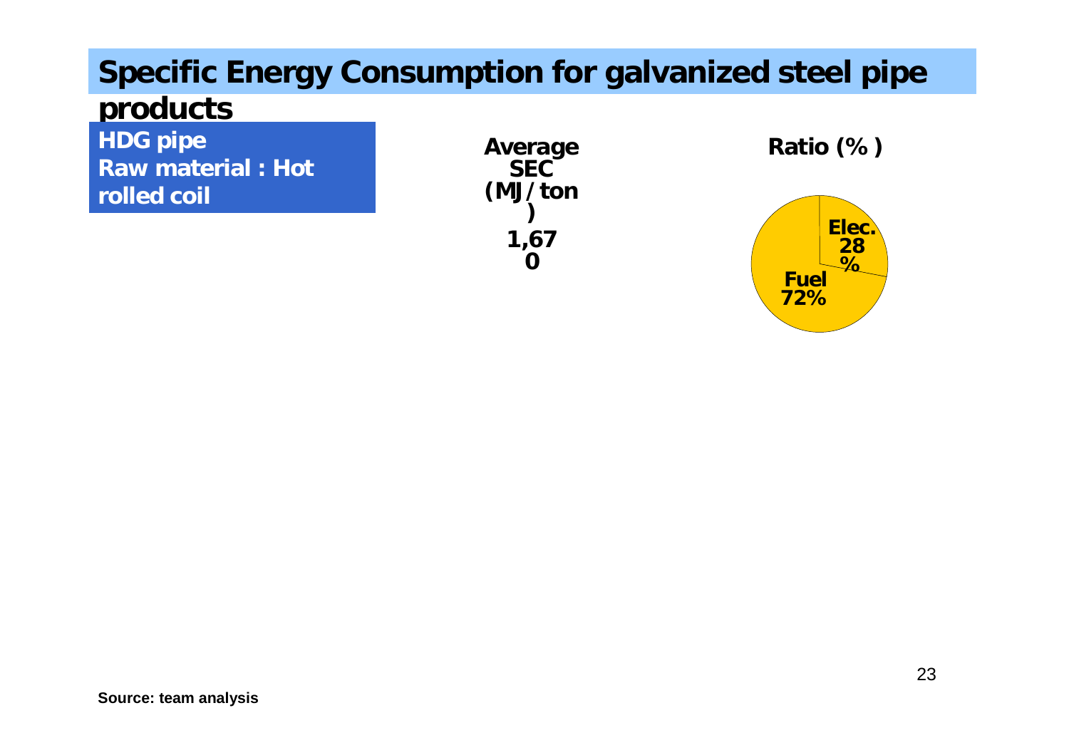# Specific Energy Consumption for galvanized steel pipe products

| HDG pipe<br>Raw material : Hot rolled coil | Average SEC (MJ/ton) | Ratio (%) |
|---|---|---|
| | 1,670 | Elec. 28%<br>Fuel 72% |

Source: team analysis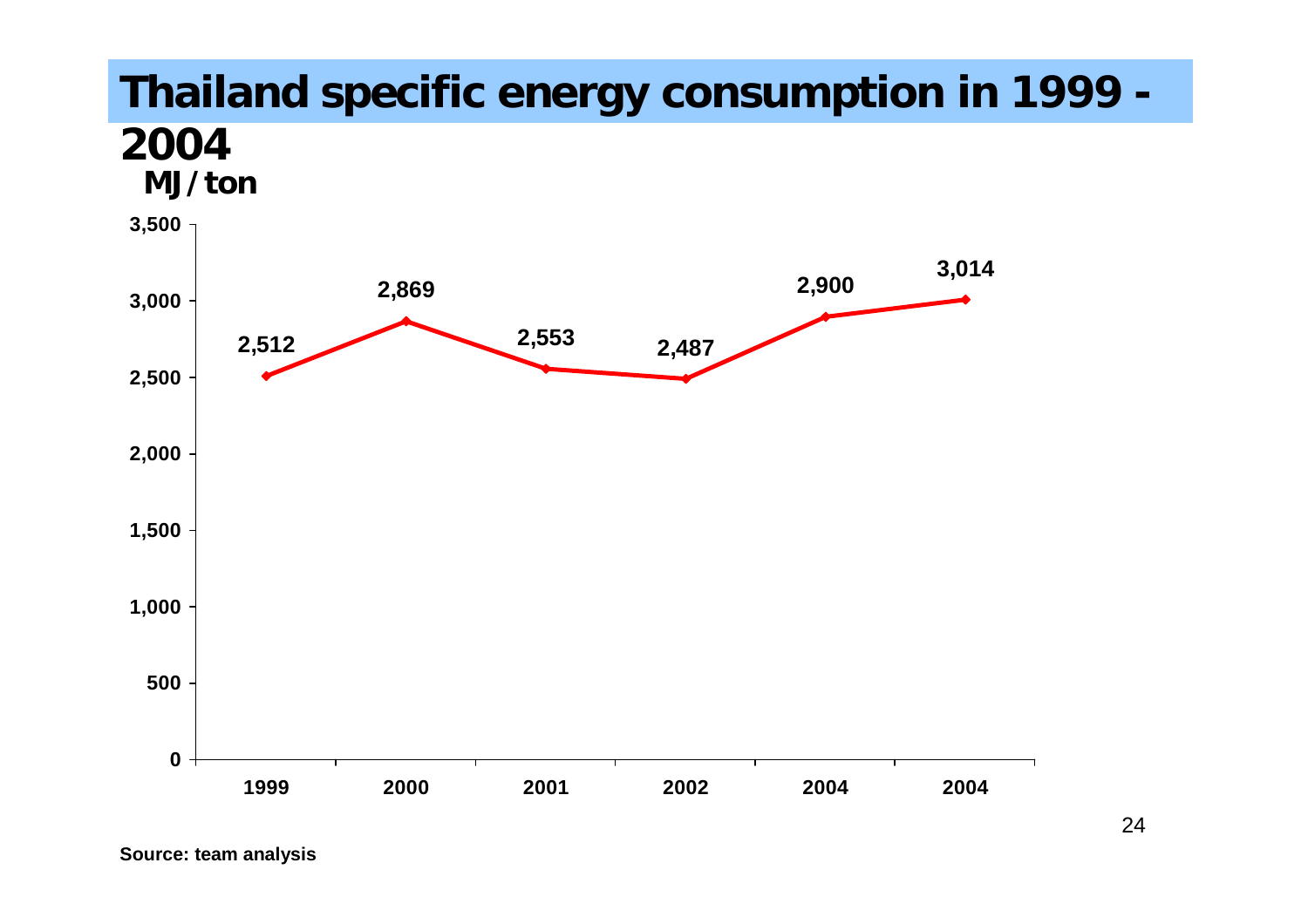# Thailand specific energy consumption in 1999 - 2004

MJ/ton

| Year | MJ/ton |
|---|---|
| 1999 | 2,512 |
| 2000 | 2,869 |
| 2001 | 2,553 |
| 2002 | 2,487 |
| 2004 | 2,900 |
| 2004 | 3,014 |

Source: team analysis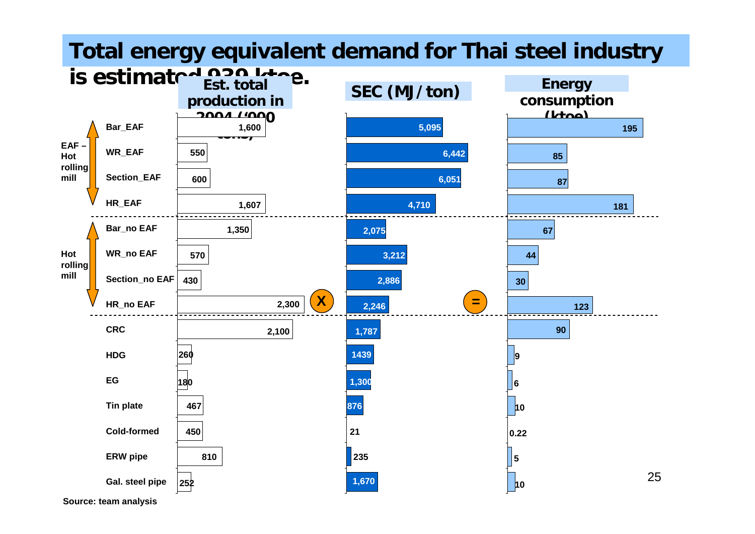# Total energy equivalent demand for Thai steel industry is estimated 939 ktoe.

| Group | Product | Est. total production in 2004 ('000 tons) | X | SEC (MJ/ton) | = | Energy consumption (ktoe) |
|---|---|---|---|---|---|---|
| EAF – Hot rolling mill | Bar_EAF | 1,600 | | 5,095 | | 195 |
| | WR_EAF | 550 | | 6,442 | | 85 |
| | Section_EAF | 600 | | 6,051 | | 87 |
| | HR_EAF | 1,607 | | 4,710 | | 181 |
| Hot rolling mill | Bar_no EAF | 1,350 | | 2,075 | | 67 |
| | WR_no EAF | 570 | | 3,212 | | 44 |
| | Section_no EAF | 430 | | 2,886 | | 30 |
| | HR_no EAF | 2,300 | | 2,246 | | 123 |
| | CRC | 2,100 | | 1,787 | | 90 |
| | HDG | 260 | | 1439 | | 9 |
| | EG | 180 | | 1,300 | | 6 |
| | Tin plate | 467 | | 876 | | 10 |
| | Cold-formed | 450 | | 21 | | 0.22 |
| | ERW pipe | 810 | | 235 | | 5 |
| | Gal. steel pipe | 252 | | 1,670 | | 10 |

Source: team analysis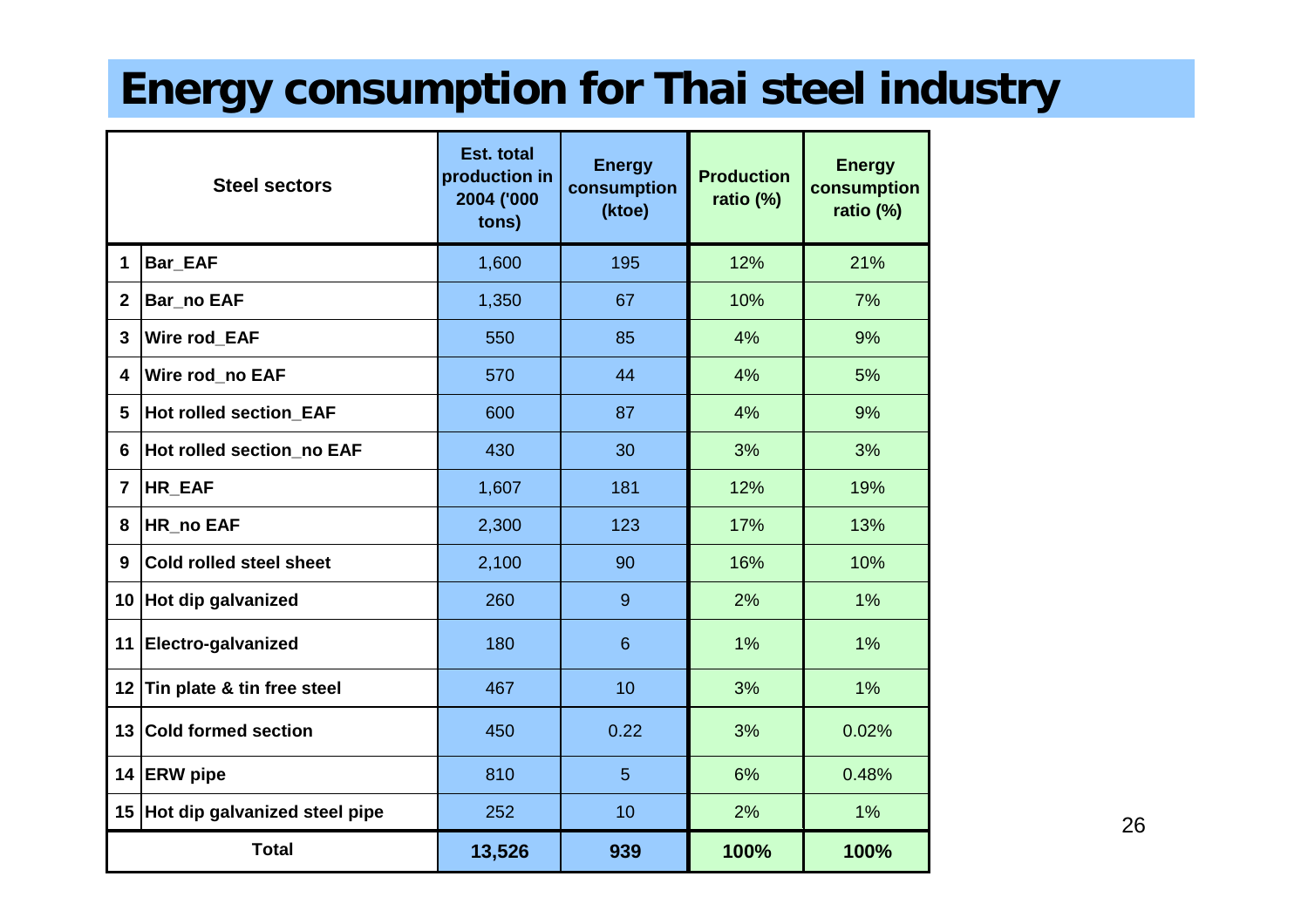# Energy consumption for Thai steel industry

| | Steel sectors | Est. total production in 2004 ('000 tons) | Energy consumption (ktoe) | Production ratio (%) | Energy consumption ratio (%) |
|---|---|---|---|---|---|
| 1 | Bar_EAF | 1,600 | 195 | 12% | 21% |
| 2 | Bar_no EAF | 1,350 | 67 | 10% | 7% |
| 3 | Wire rod_EAF | 550 | 85 | 4% | 9% |
| 4 | Wire rod_no EAF | 570 | 44 | 4% | 5% |
| 5 | Hot rolled section_EAF | 600 | 87 | 4% | 9% |
| 6 | Hot rolled section_no EAF | 430 | 30 | 3% | 3% |
| 7 | HR_EAF | 1,607 | 181 | 12% | 19% |
| 8 | HR_no EAF | 2,300 | 123 | 17% | 13% |
| 9 | Cold rolled steel sheet | 2,100 | 90 | 16% | 10% |
| 10 | Hot dip galvanized | 260 | 9 | 2% | 1% |
| 11 | Electro-galvanized | 180 | 6 | 1% | 1% |
| 12 | Tin plate & tin free steel | 467 | 10 | 3% | 1% |
| 13 | Cold formed section | 450 | 0.22 | 3% | 0.02% |
| 14 | ERW pipe | 810 | 5 | 6% | 0.48% |
| 15 | Hot dip galvanized steel pipe | 252 | 10 | 2% | 1% |
| | **Total** | **13,526** | **939** | **100%** | **100%** |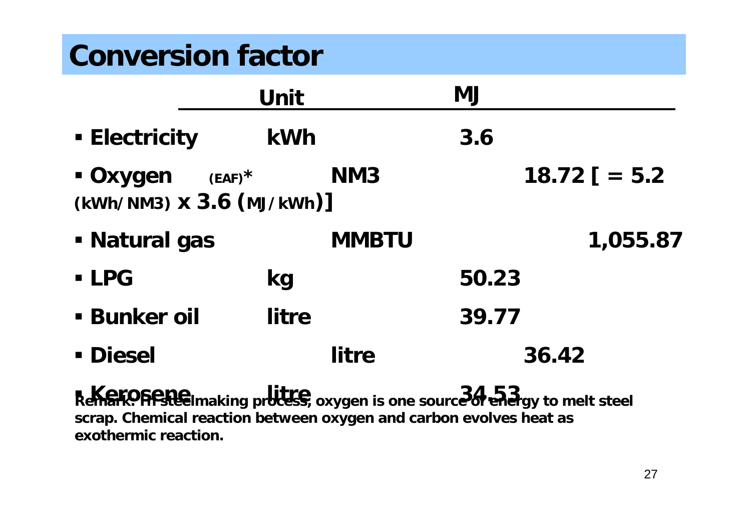# Conversion factor

| | Unit | MJ |
|---|---|---|
| Electricity | kWh | 3.6 |
| Oxygen (EAF)* | NM3 | 18.72 [ = 5.2 (kWh/NM3) x 3.6 (MJ/kWh)] |
| Natural gas | MMBTU | 1,055.87 |
| LPG | kg | 50.23 |
| Bunker oil | litre | 39.77 |
| Diesel | litre | 36.42 |
| Kerosene | litre | 34.53 |

Remark: In steelmaking process, oxygen is one source of energy to melt steel scrap. Chemical reaction between oxygen and carbon evolves heat as exothermic reaction.